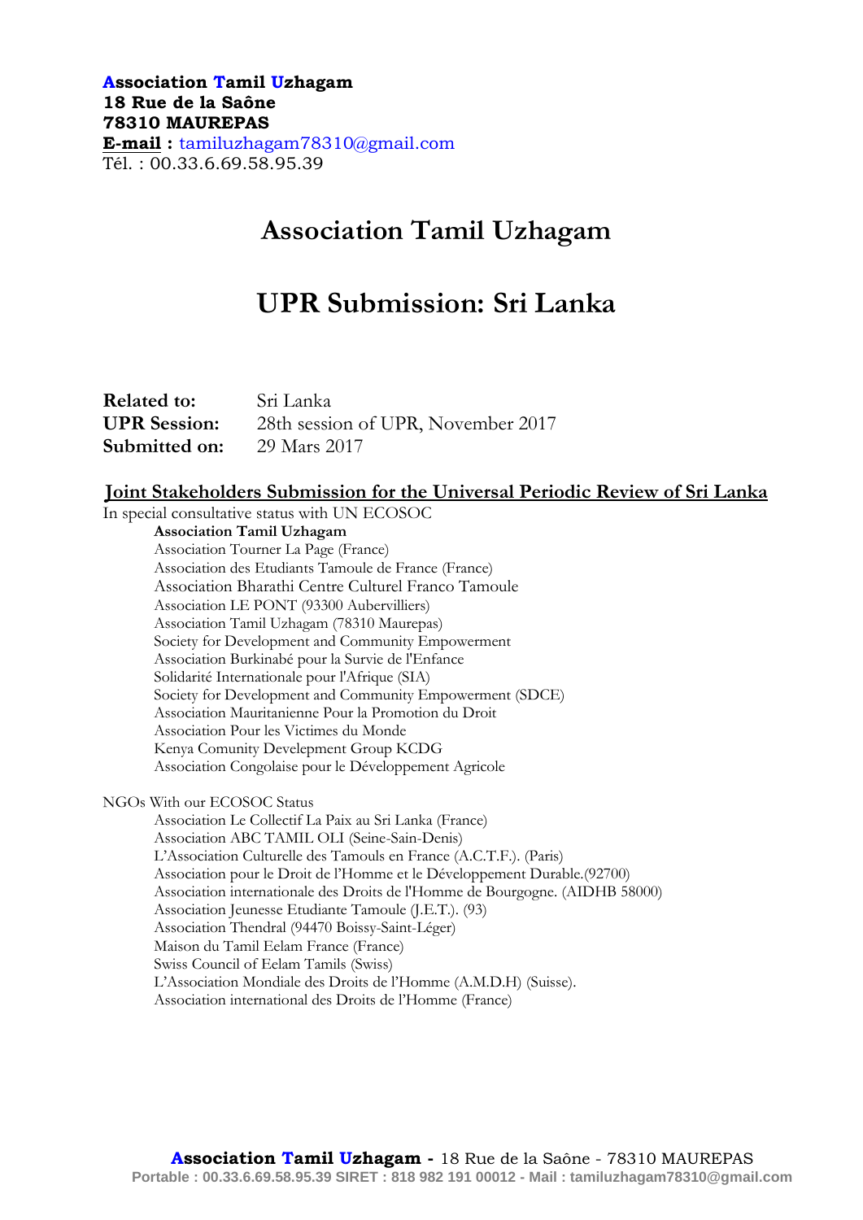**Association Tamil Uzhagam**
**18 Rue de la Saône**
**78310 MAUREPAS**
**E-mail :** tamiluzhagam78310@gmail.com
Tél. : 00.33.6.69.58.95.39

# Association Tamil Uzhagam

# UPR Submission: Sri Lanka

**Related to:** Sri Lanka
**UPR Session:** 28th session of UPR, November 2017
**Submitted on:** 29 Mars 2017

## Joint Stakeholders Submission for the Universal Periodic Review of Sri Lanka

In special consultative status with UN ECOSOC

**Association Tamil Uzhagam**
Association Tourner La Page (France)
Association des Etudiants Tamoule de France (France)
Association Bharathi Centre Culturel Franco Tamoule
Association LE PONT (93300 Aubervilliers)
Association Tamil Uzhagam (78310 Maurepas)
Society for Development and Community Empowerment
Association Burkinabé pour la Survie de l'Enfance
Solidarité Internationale pour l'Afrique (SIA)
Society for Development and Community Empowerment (SDCE)
Association Mauritanienne Pour la Promotion du Droit
Association Pour les Victimes du Monde
Kenya Comunity Develepment Group KCDG
Association Congolaise pour le Développement Agricole

NGOs With our ECOSOC Status

Association Le Collectif La Paix au Sri Lanka (France)
Association ABC TAMIL OLI (Seine-Sain-Denis)
L'Association Culturelle des Tamouls en France (A.C.T.F.). (Paris)
Association pour le Droit de l'Homme et le Développement Durable.(92700)
Association internationale des Droits de l'Homme de Bourgogne. (AIDHB 58000)
Association Jeunesse Etudiante Tamoule (J.E.T.). (93)
Association Thendral (94470 Boissy-Saint-Léger)
Maison du Tamil Eelam France (France)
Swiss Council of Eelam Tamils (Swiss)
L'Association Mondiale des Droits de l'Homme (A.M.D.H) (Suisse).
Association international des Droits de l'Homme (France)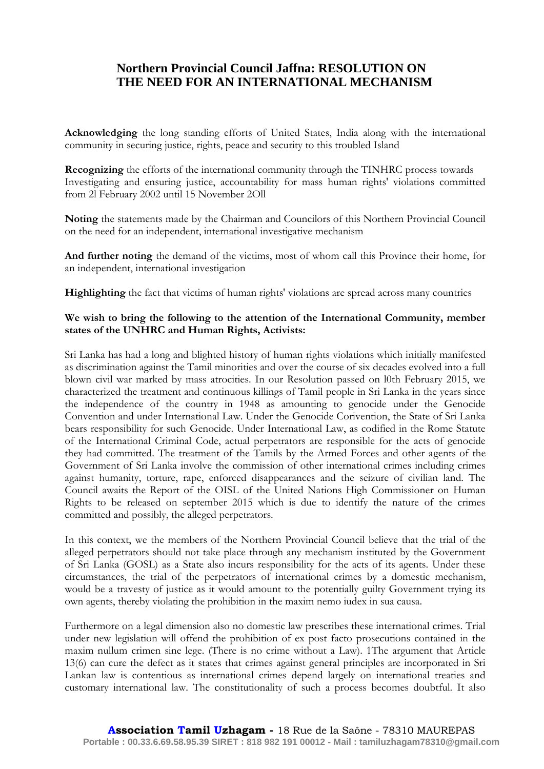# Northern Provincial Council Jaffna: RESOLUTION ON THE NEED FOR AN INTERNATIONAL MECHANISM

**Acknowledging** the long standing efforts of United States, India along with the international community in securing justice, rights, peace and security to this troubled Island

**Recognizing** the efforts of the international community through the TINHRC process towards Investigating and ensuring justice, accountability for mass human rights' violations committed from 2l February 2002 until 15 November 2Oll

**Noting** the statements made by the Chairman and Councilors of this Northern Provincial Council on the need for an independent, international investigative mechanism

**And further noting** the demand of the victims, most of whom call this Province their home, for an independent, international investigation

**Highlighting** the fact that victims of human rights' violations are spread across many countries

**We wish to bring the following to the attention of the International Community, member states of the UNHRC and Human Rights, Activists:**

Sri Lanka has had a long and blighted history of human rights violations which initially manifested as discrimination against the Tamil minorities and over the course of six decades evolved into a full blown civil war marked by mass atrocities. In our Resolution passed on l0th February 2015, we characterized the treatment and continuous killings of Tamil people in Sri Lanka in the years since the independence of the country in 1948 as amounting to genocide under the Genocide Convention and under International Law. Under the Genocide Corivention, the State of Sri Lanka bears responsibility for such Genocide. Under International Law, as codified in the Rome Statute of the International Criminal Code, actual perpetrators are responsible for the acts of genocide they had committed. The treatment of the Tamils by the Armed Forces and other agents of the Government of Sri Lanka involve the commission of other international crimes including crimes against humanity, torture, rape, enforced disappearances and the seizure of civilian land. The Council awaits the Report of the OISL of the United Nations High Commissioner on Human Rights to be released on september 2015 which is due to identify the nature of the crimes committed and possibly, the alleged perpetrators.

In this context, we the members of the Northern Provincial Council believe that the trial of the alleged perpetrators should not take place through any mechanism instituted by the Government of Sri Lanka (GOSL) as a State also incurs responsibility for the acts of its agents. Under these circumstances, the trial of the perpetrators of international crimes by a domestic mechanism, would be a travesty of justice as it would amount to the potentially guilty Government trying its own agents, thereby violating the prohibition in the maxim nemo iudex in sua causa.

Furthermore on a legal dimension also no domestic law prescribes these international crimes. Trial under new legislation will offend the prohibition of ex post facto prosecutions contained in the maxim nullum crimen sine lege. (There is no crime without a Law). 1The argument that Article 13(6) can cure the defect as it states that crimes against general principles are incorporated in Sri Lankan law is contentious as international crimes depend largely on international treaties and customary international law. The constitutionality of such a process becomes doubtful. It also

**Association Tamil Uzhagam -** 18 Rue de la Saône - 78310 MAUREPAS
Portable : 00.33.6.69.58.95.39 SIRET : 818 982 191 00012 - Mail : tamiluzhagam78310@gmail.com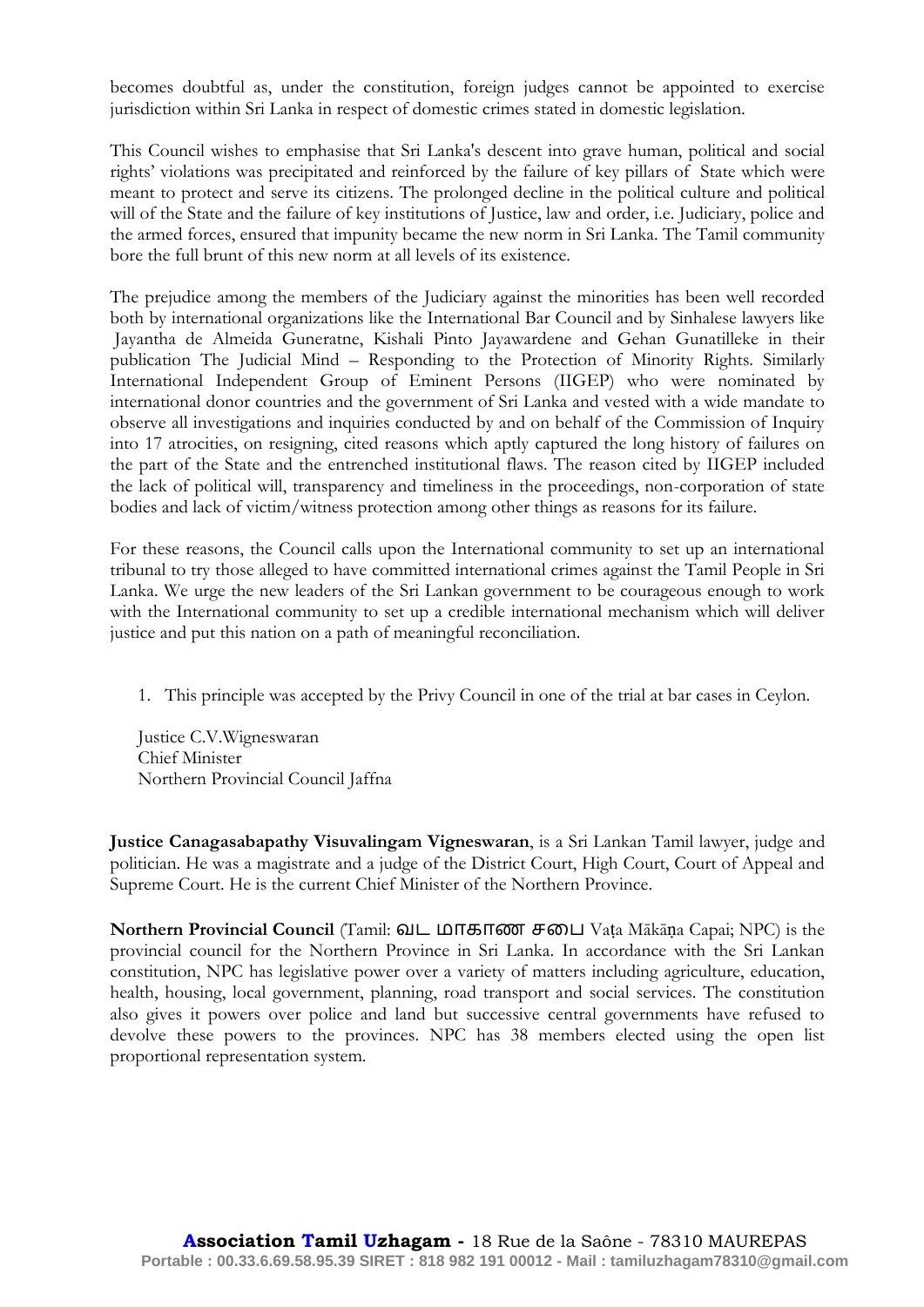becomes doubtful as, under the constitution, foreign judges cannot be appointed to exercise jurisdiction within Sri Lanka in respect of domestic crimes stated in domestic legislation.

This Council wishes to emphasise that Sri Lanka's descent into grave human, political and social rights' violations was precipitated and reinforced by the failure of key pillars of State which were meant to protect and serve its citizens. The prolonged decline in the political culture and political will of the State and the failure of key institutions of Justice, law and order, i.e. Judiciary, police and the armed forces, ensured that impunity became the new norm in Sri Lanka. The Tamil community bore the full brunt of this new norm at all levels of its existence.

The prejudice among the members of the Judiciary against the minorities has been well recorded both by international organizations like the International Bar Council and by Sinhalese lawyers like Jayantha de Almeida Guneratne, Kishali Pinto Jayawardene and Gehan Gunatilleke in their publication The Judicial Mind – Responding to the Protection of Minority Rights. Similarly International Independent Group of Eminent Persons (IIGEP) who were nominated by international donor countries and the government of Sri Lanka and vested with a wide mandate to observe all investigations and inquiries conducted by and on behalf of the Commission of Inquiry into 17 atrocities, on resigning, cited reasons which aptly captured the long history of failures on the part of the State and the entrenched institutional flaws. The reason cited by IIGEP included the lack of political will, transparency and timeliness in the proceedings, non-corporation of state bodies and lack of victim/witness protection among other things as reasons for its failure.

For these reasons, the Council calls upon the International community to set up an international tribunal to try those alleged to have committed international crimes against the Tamil People in Sri Lanka. We urge the new leaders of the Sri Lankan government to be courageous enough to work with the International community to set up a credible international mechanism which will deliver justice and put this nation on a path of meaningful reconciliation.

1. This principle was accepted by the Privy Council in one of the trial at bar cases in Ceylon.

Justice C.V.Wigneswaran
Chief Minister
Northern Provincial Council Jaffna

**Justice Canagasabapathy Visuvalingam Vigneswaran**, is a Sri Lankan Tamil lawyer, judge and politician. He was a magistrate and a judge of the District Court, High Court, Court of Appeal and Supreme Court. He is the current Chief Minister of the Northern Province.

**Northern Provincial Council** (Tamil: வட மாகாண சபை Vaṭa Mākāṇa Capai; NPC) is the provincial council for the Northern Province in Sri Lanka. In accordance with the Sri Lankan constitution, NPC has legislative power over a variety of matters including agriculture, education, health, housing, local government, planning, road transport and social services. The constitution also gives it powers over police and land but successive central governments have refused to devolve these powers to the provinces. NPC has 38 members elected using the open list proportional representation system.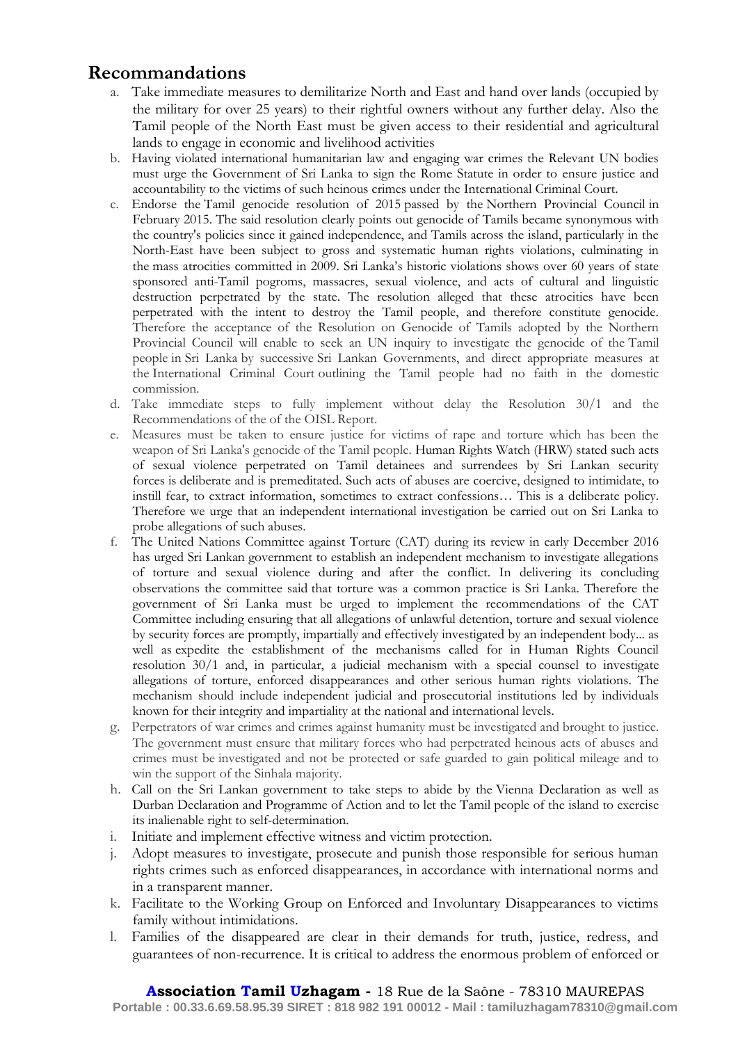## Recommandations

a. Take immediate measures to demilitarize North and East and hand over lands (occupied by the military for over 25 years) to their rightful owners without any further delay. Also the Tamil people of the North East must be given access to their residential and agricultural lands to engage in economic and livelihood activities

b. Having violated international humanitarian law and engaging war crimes the Relevant UN bodies must urge the Government of Sri Lanka to sign the Rome Statute in order to ensure justice and accountability to the victims of such heinous crimes under the International Criminal Court.

c. Endorse the Tamil genocide resolution of 2015 passed by the Northern Provincial Council in February 2015. The said resolution clearly points out genocide of Tamils became synonymous with the country's policies since it gained independence, and Tamils across the island, particularly in the North-East have been subject to gross and systematic human rights violations, culminating in the mass atrocities committed in 2009. Sri Lanka's historic violations shows over 60 years of state sponsored anti-Tamil pogroms, massacres, sexual violence, and acts of cultural and linguistic destruction perpetrated by the state. The resolution alleged that these atrocities have been perpetrated with the intent to destroy the Tamil people, and therefore constitute genocide. Therefore the acceptance of the Resolution on Genocide of Tamils adopted by the Northern Provincial Council will enable to seek an UN inquiry to investigate the genocide of the Tamil people in Sri Lanka by successive Sri Lankan Governments, and direct appropriate measures at the International Criminal Court outlining the Tamil people had no faith in the domestic commission.

d. Take immediate steps to fully implement without delay the Resolution 30/1 and the Recommendations of the of the OISL Report.

e. Measures must be taken to ensure justice for victims of rape and torture which has been the weapon of Sri Lanka's genocide of the Tamil people. Human Rights Watch (HRW) stated such acts of sexual violence perpetrated on Tamil detainees and surrendees by Sri Lankan security forces is deliberate and is premeditated. Such acts of abuses are coercive, designed to intimidate, to instill fear, to extract information, sometimes to extract confessions… This is a deliberate policy. Therefore we urge that an independent international investigation be carried out on Sri Lanka to probe allegations of such abuses.

f. The United Nations Committee against Torture (CAT) during its review in early December 2016 has urged Sri Lankan government to establish an independent mechanism to investigate allegations of torture and sexual violence during and after the conflict. In delivering its concluding observations the committee said that torture was a common practice is Sri Lanka. Therefore the government of Sri Lanka must be urged to implement the recommendations of the CAT Committee including ensuring that all allegations of unlawful detention, torture and sexual violence by security forces are promptly, impartially and effectively investigated by an independent body... as well as expedite the establishment of the mechanisms called for in Human Rights Council resolution 30/1 and, in particular, a judicial mechanism with a special counsel to investigate allegations of torture, enforced disappearances and other serious human rights violations. The mechanism should include independent judicial and prosecutorial institutions led by individuals known for their integrity and impartiality at the national and international levels.

g. Perpetrators of war crimes and crimes against humanity must be investigated and brought to justice. The government must ensure that military forces who had perpetrated heinous acts of abuses and crimes must be investigated and not be protected or safe guarded to gain political mileage and to win the support of the Sinhala majority.

h. Call on the Sri Lankan government to take steps to abide by the Vienna Declaration as well as Durban Declaration and Programme of Action and to let the Tamil people of the island to exercise its inalienable right to self-determination.

i. Initiate and implement effective witness and victim protection.

j. Adopt measures to investigate, prosecute and punish those responsible for serious human rights crimes such as enforced disappearances, in accordance with international norms and in a transparent manner.

k. Facilitate to the Working Group on Enforced and Involuntary Disappearances to victims family without intimidations.

l. Families of the disappeared are clear in their demands for truth, justice, redress, and guarantees of non-recurrence. It is critical to address the enormous problem of enforced or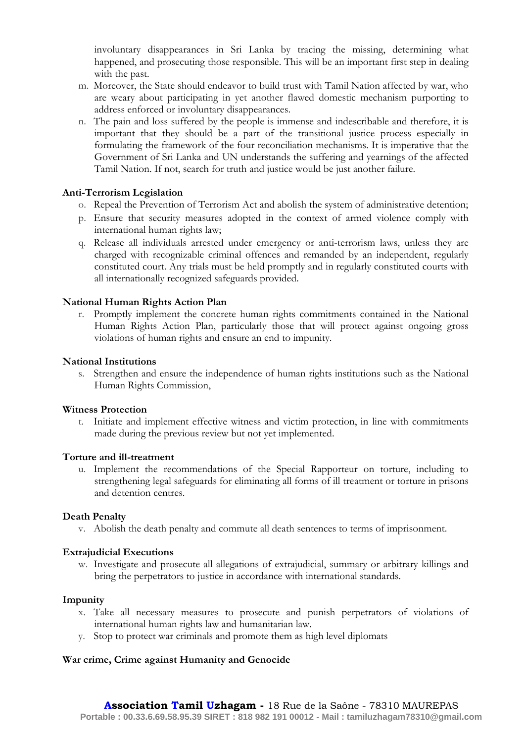involuntary disappearances in Sri Lanka by tracing the missing, determining what happened, and prosecuting those responsible. This will be an important first step in dealing with the past.

m. Moreover, the State should endeavor to build trust with Tamil Nation affected by war, who are weary about participating in yet another flawed domestic mechanism purporting to address enforced or involuntary disappearances.

n. The pain and loss suffered by the people is immense and indescribable and therefore, it is important that they should be a part of the transitional justice process especially in formulating the framework of the four reconciliation mechanisms. It is imperative that the Government of Sri Lanka and UN understands the suffering and yearnings of the affected Tamil Nation. If not, search for truth and justice would be just another failure.

**Anti-Terrorism Legislation**

o. Repeal the Prevention of Terrorism Act and abolish the system of administrative detention;

p. Ensure that security measures adopted in the context of armed violence comply with international human rights law;

q. Release all individuals arrested under emergency or anti-terrorism laws, unless they are charged with recognizable criminal offences and remanded by an independent, regularly constituted court. Any trials must be held promptly and in regularly constituted courts with all internationally recognized safeguards provided.

**National Human Rights Action Plan**

r. Promptly implement the concrete human rights commitments contained in the National Human Rights Action Plan, particularly those that will protect against ongoing gross violations of human rights and ensure an end to impunity.

**National Institutions**

s. Strengthen and ensure the independence of human rights institutions such as the National Human Rights Commission,

**Witness Protection**

t. Initiate and implement effective witness and victim protection, in line with commitments made during the previous review but not yet implemented.

**Torture and ill-treatment**

u. Implement the recommendations of the Special Rapporteur on torture, including to strengthening legal safeguards for eliminating all forms of ill treatment or torture in prisons and detention centres.

**Death Penalty**

v. Abolish the death penalty and commute all death sentences to terms of imprisonment.

**Extrajudicial Executions**

w. Investigate and prosecute all allegations of extrajudicial, summary or arbitrary killings and bring the perpetrators to justice in accordance with international standards.

**Impunity**

x. Take all necessary measures to prosecute and punish perpetrators of violations of international human rights law and humanitarian law.

y. Stop to protect war criminals and promote them as high level diplomats

**War crime, Crime against Humanity and Genocide**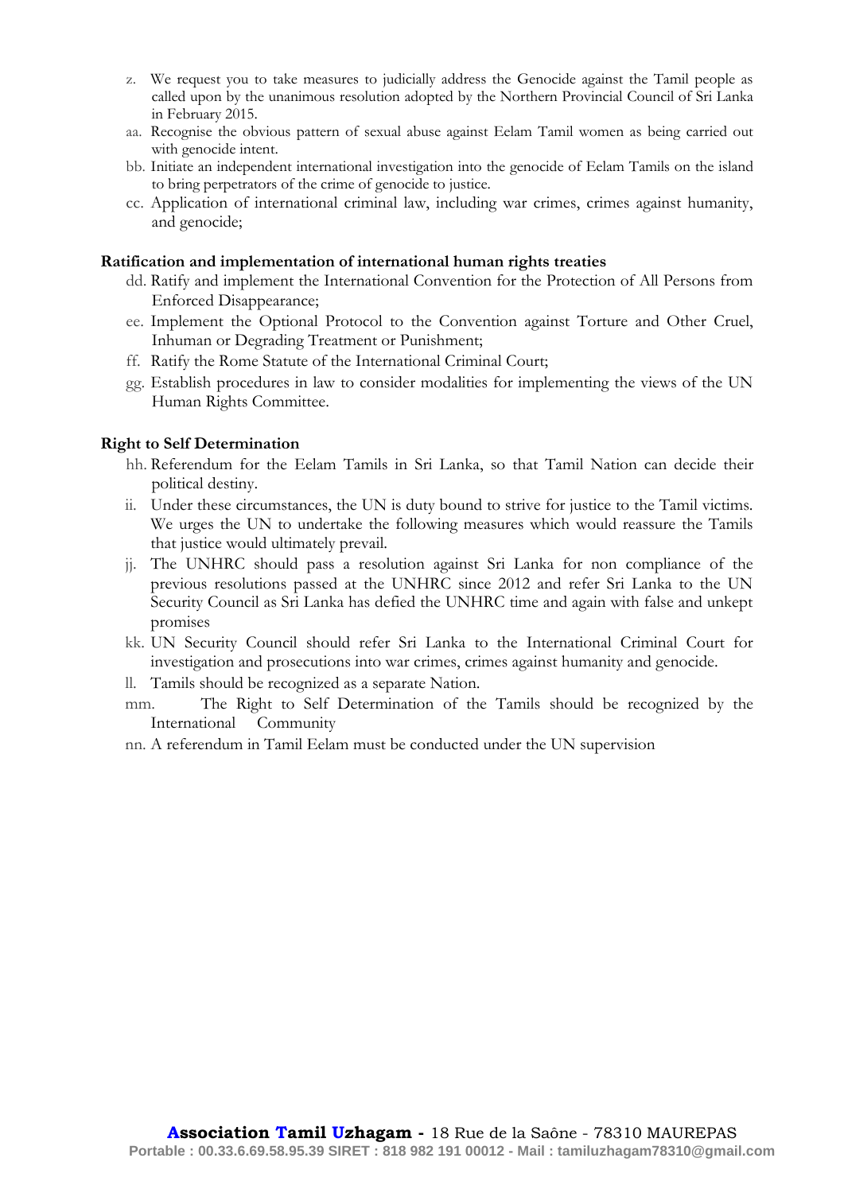z. We request you to take measures to judicially address the Genocide against the Tamil people as called upon by the unanimous resolution adopted by the Northern Provincial Council of Sri Lanka in February 2015.

aa. Recognise the obvious pattern of sexual abuse against Eelam Tamil women as being carried out with genocide intent.

bb. Initiate an independent international investigation into the genocide of Eelam Tamils on the island to bring perpetrators of the crime of genocide to justice.

cc. Application of international criminal law, including war crimes, crimes against humanity, and genocide;

**Ratification and implementation of international human rights treaties**

dd. Ratify and implement the International Convention for the Protection of All Persons from Enforced Disappearance;

ee. Implement the Optional Protocol to the Convention against Torture and Other Cruel, Inhuman or Degrading Treatment or Punishment;

ff. Ratify the Rome Statute of the International Criminal Court;

gg. Establish procedures in law to consider modalities for implementing the views of the UN Human Rights Committee.

**Right to Self Determination**

hh. Referendum for the Eelam Tamils in Sri Lanka, so that Tamil Nation can decide their political destiny.

ii. Under these circumstances, the UN is duty bound to strive for justice to the Tamil victims. We urges the UN to undertake the following measures which would reassure the Tamils that justice would ultimately prevail.

jj. The UNHRC should pass a resolution against Sri Lanka for non compliance of the previous resolutions passed at the UNHRC since 2012 and refer Sri Lanka to the UN Security Council as Sri Lanka has defied the UNHRC time and again with false and unkept promises

kk. UN Security Council should refer Sri Lanka to the International Criminal Court for investigation and prosecutions into war crimes, crimes against humanity and genocide.

ll. Tamils should be recognized as a separate Nation.

mm. The Right to Self Determination of the Tamils should be recognized by the International Community

nn. A referendum in Tamil Eelam must be conducted under the UN supervision